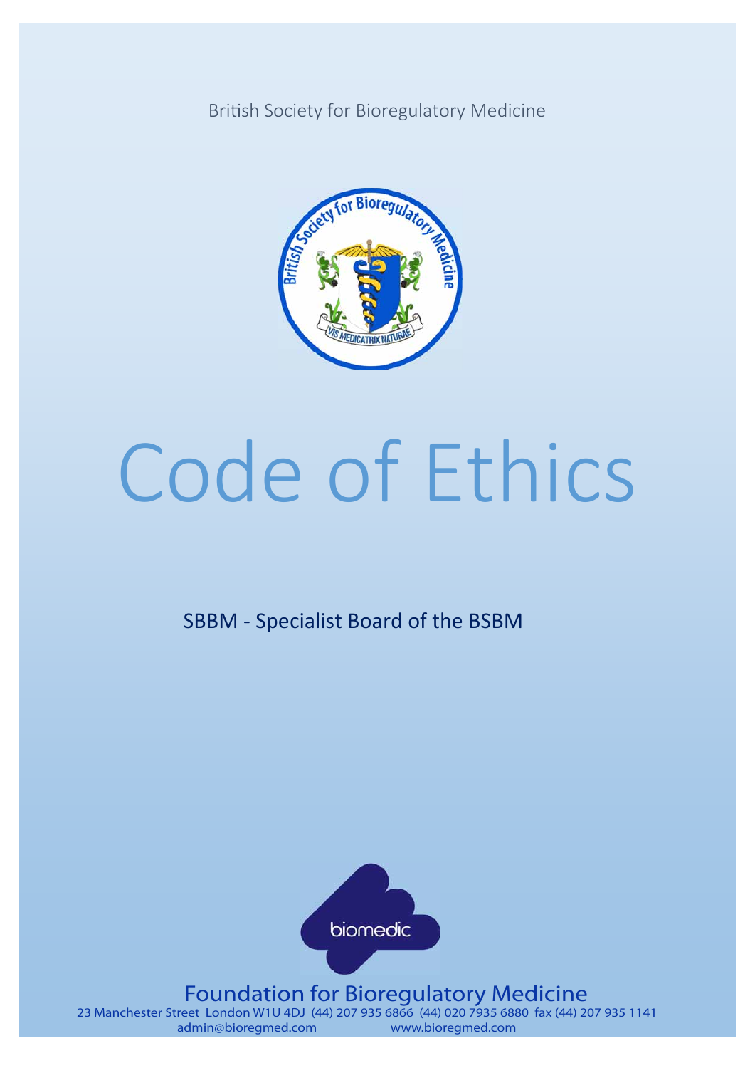British Society for Bioregulatory Medicine

# Code of Ethics

SBBM - Specialist Board of the BSBM

biomedic

Foundation for Bioregulatory Medicine

23 Manchester Street London W1U 4DJ (44) 207 935 6866 (44) 020 7935 6880 fax (44) 207 935 1141
admin@bioregmed.com www.bioregmed.com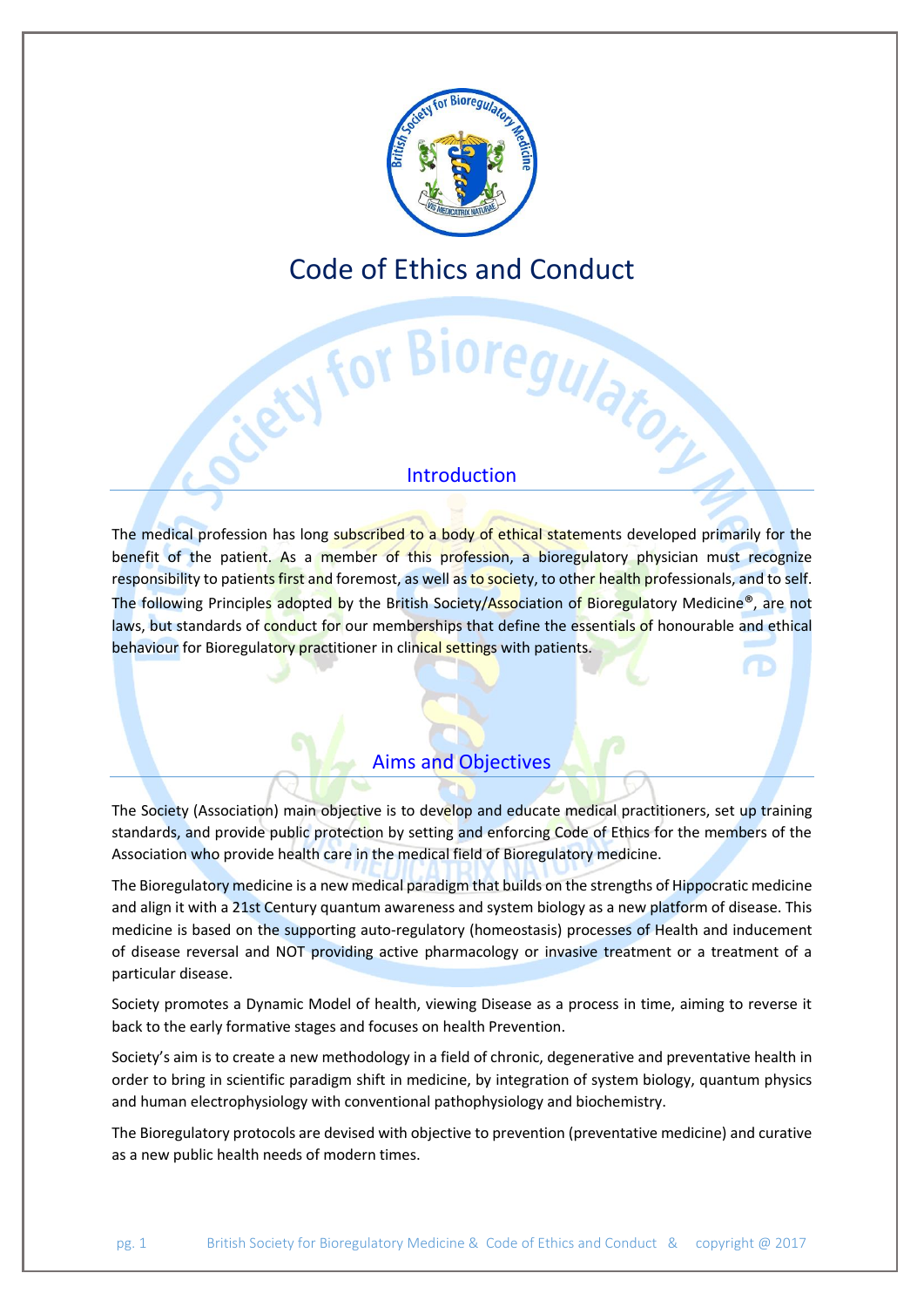# Code of Ethics and Conduct

## Introduction

The medical profession has long subscribed to a body of ethical statements developed primarily for the benefit of the patient. As a member of this profession, a bioregulatory physician must recognize responsibility to patients first and foremost, as well as to society, to other health professionals, and to self. The following Principles adopted by the British Society/Association of Bioregulatory Medicine®, are not laws, but standards of conduct for our memberships that define the essentials of honourable and ethical behaviour for Bioregulatory practitioner in clinical settings with patients.

## Aims and Objectives

The Society (Association) main objective is to develop and educate medical practitioners, set up training standards, and provide public protection by setting and enforcing Code of Ethics for the members of the Association who provide health care in the medical field of Bioregulatory medicine.

The Bioregulatory medicine is a new medical paradigm that builds on the strengths of Hippocratic medicine and align it with a 21st Century quantum awareness and system biology as a new platform of disease. This medicine is based on the supporting auto-regulatory (homeostasis) processes of Health and inducement of disease reversal and NOT providing active pharmacology or invasive treatment or a treatment of a particular disease.

Society promotes a Dynamic Model of health, viewing Disease as a process in time, aiming to reverse it back to the early formative stages and focuses on health Prevention.

Society's aim is to create a new methodology in a field of chronic, degenerative and preventative health in order to bring in scientific paradigm shift in medicine, by integration of system biology, quantum physics and human electrophysiology with conventional pathophysiology and biochemistry.

The Bioregulatory protocols are devised with objective to prevention (preventative medicine) and curative as a new public health needs of modern times.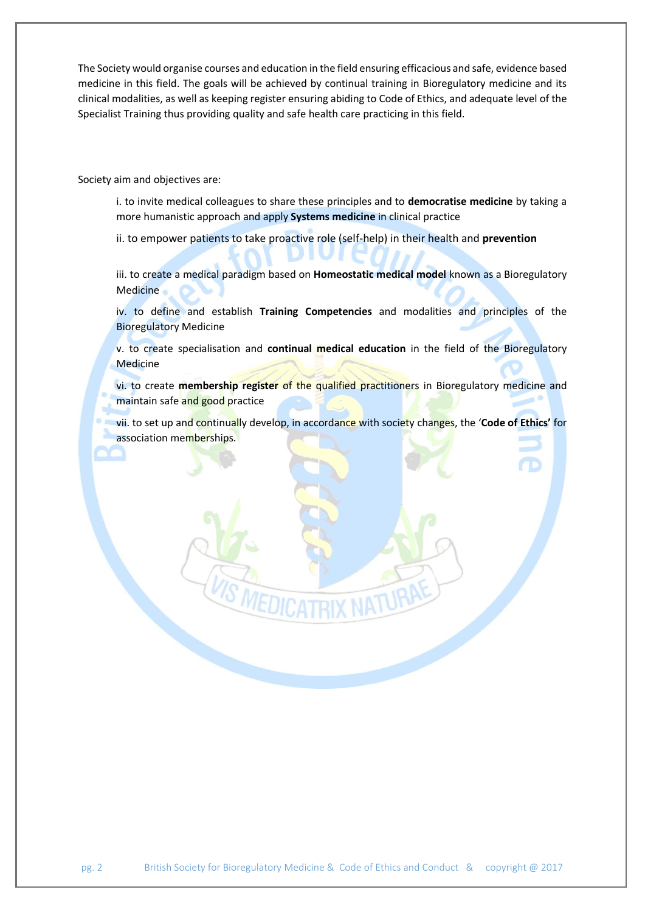The Society would organise courses and education in the field ensuring efficacious and safe, evidence based medicine in this field. The goals will be achieved by continual training in Bioregulatory medicine and its clinical modalities, as well as keeping register ensuring abiding to Code of Ethics, and adequate level of the Specialist Training thus providing quality and safe health care practicing in this field.

Society aim and objectives are:

i. to invite medical colleagues to share these principles and to **democratise medicine** by taking a more humanistic approach and apply **Systems medicine** in clinical practice

ii. to empower patients to take proactive role (self-help) in their health and **prevention**

iii. to create a medical paradigm based on **Homeostatic medical model** known as a Bioregulatory Medicine

iv. to define and establish **Training Competencies** and modalities and principles of the Bioregulatory Medicine

v. to create specialisation and **continual medical education** in the field of the Bioregulatory Medicine

vi. to create **membership register** of the qualified practitioners in Bioregulatory medicine and maintain safe and good practice

vii. to set up and continually develop, in accordance with society changes, the '**Code of Ethics'** for association memberships.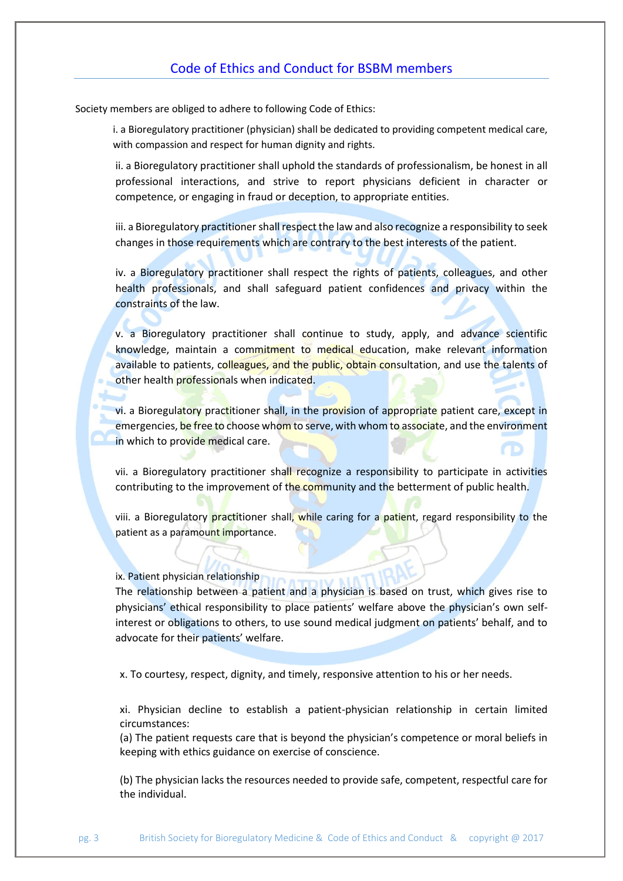## Code of Ethics and Conduct for BSBM members

Society members are obliged to adhere to following Code of Ethics:

i. a Bioregulatory practitioner (physician) shall be dedicated to providing competent medical care, with compassion and respect for human dignity and rights.

ii. a Bioregulatory practitioner shall uphold the standards of professionalism, be honest in all professional interactions, and strive to report physicians deficient in character or competence, or engaging in fraud or deception, to appropriate entities.

iii. a Bioregulatory practitioner shall respect the law and also recognize a responsibility to seek changes in those requirements which are contrary to the best interests of the patient.

iv. a Bioregulatory practitioner shall respect the rights of patients, colleagues, and other health professionals, and shall safeguard patient confidences and privacy within the constraints of the law.

v. a Bioregulatory practitioner shall continue to study, apply, and advance scientific knowledge, maintain a commitment to medical education, make relevant information available to patients, colleagues, and the public, obtain consultation, and use the talents of other health professionals when indicated.

vi. a Bioregulatory practitioner shall, in the provision of appropriate patient care, except in emergencies, be free to choose whom to serve, with whom to associate, and the environment in which to provide medical care.

vii. a Bioregulatory practitioner shall recognize a responsibility to participate in activities contributing to the improvement of the community and the betterment of public health.

viii. a Bioregulatory practitioner shall, while caring for a patient, regard responsibility to the patient as a paramount importance.

ix. Patient physician relationship
The relationship between a patient and a physician is based on trust, which gives rise to physicians' ethical responsibility to place patients' welfare above the physician's own self-interest or obligations to others, to use sound medical judgment on patients' behalf, and to advocate for their patients' welfare.

x. To courtesy, respect, dignity, and timely, responsive attention to his or her needs.

xi. Physician decline to establish a patient-physician relationship in certain limited circumstances:
(a) The patient requests care that is beyond the physician's competence or moral beliefs in keeping with ethics guidance on exercise of conscience.

(b) The physician lacks the resources needed to provide safe, competent, respectful care for the individual.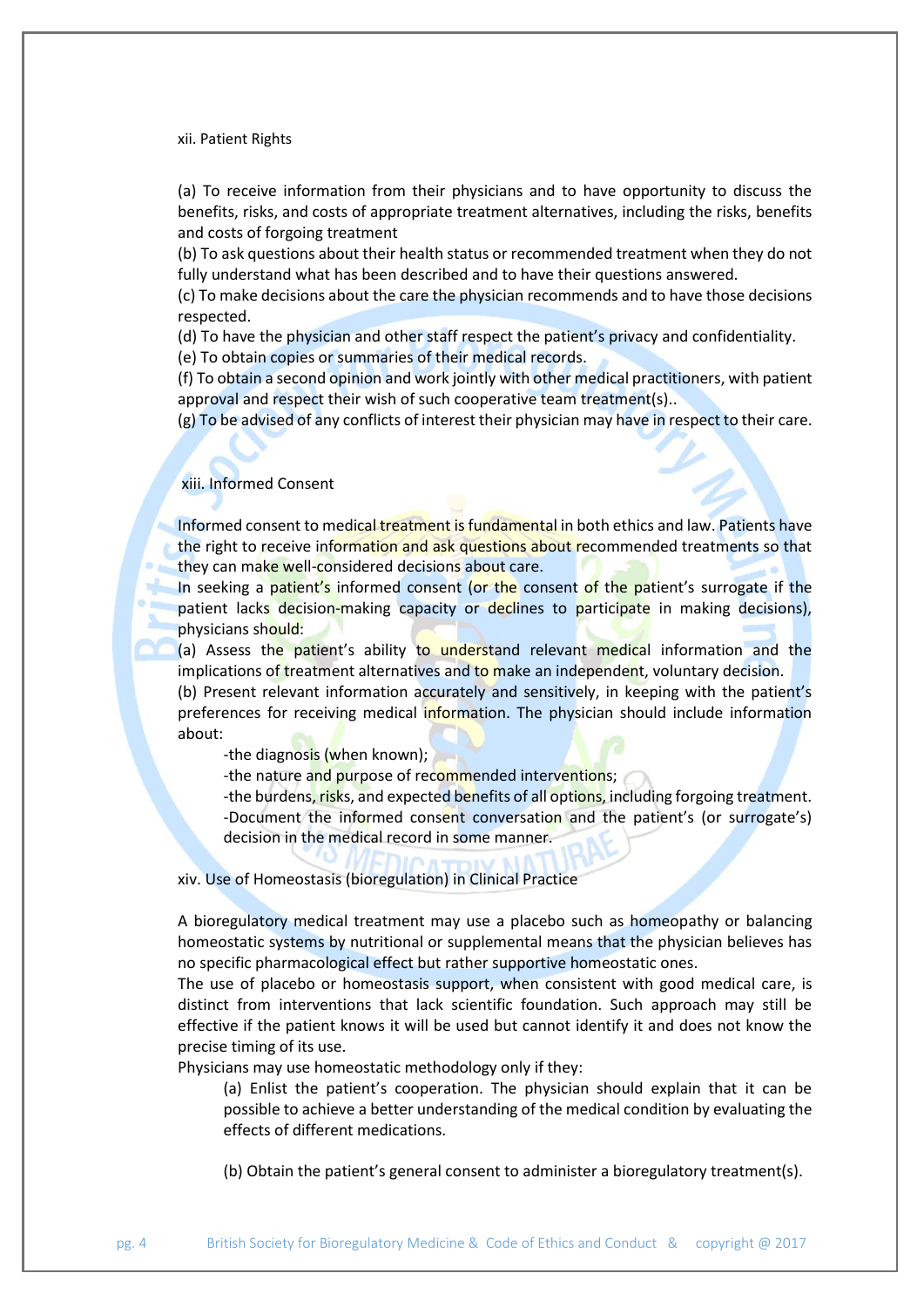xii. Patient Rights

(a) To receive information from their physicians and to have opportunity to discuss the benefits, risks, and costs of appropriate treatment alternatives, including the risks, benefits and costs of forgoing treatment
(b) To ask questions about their health status or recommended treatment when they do not fully understand what has been described and to have their questions answered.
(c) To make decisions about the care the physician recommends and to have those decisions respected.
(d) To have the physician and other staff respect the patient's privacy and confidentiality.
(e) To obtain copies or summaries of their medical records.
(f) To obtain a second opinion and work jointly with other medical practitioners, with patient approval and respect their wish of such cooperative team treatment(s)..
(g) To be advised of any conflicts of interest their physician may have in respect to their care.

xiii. Informed Consent

Informed consent to medical treatment is fundamental in both ethics and law. Patients have the right to receive information and ask questions about recommended treatments so that they can make well-considered decisions about care.
In seeking a patient's informed consent (or the consent of the patient's surrogate if the patient lacks decision-making capacity or declines to participate in making decisions), physicians should:
(a) Assess the patient's ability to understand relevant medical information and the implications of treatment alternatives and to make an independent, voluntary decision.
(b) Present relevant information accurately and sensitively, in keeping with the patient's preferences for receiving medical information. The physician should include information about:

- the diagnosis (when known);
- the nature and purpose of recommended interventions;
- the burdens, risks, and expected benefits of all options, including forgoing treatment.
- Document the informed consent conversation and the patient's (or surrogate's) decision in the medical record in some manner.

xiv. Use of Homeostasis (bioregulation) in Clinical Practice

A bioregulatory medical treatment may use a placebo such as homeopathy or balancing homeostatic systems by nutritional or supplemental means that the physician believes has no specific pharmacological effect but rather supportive homeostatic ones.
The use of placebo or homeostasis support, when consistent with good medical care, is distinct from interventions that lack scientific foundation. Such approach may still be effective if the patient knows it will be used but cannot identify it and does not know the precise timing of its use.
Physicians may use homeostatic methodology only if they:

(a) Enlist the patient's cooperation. The physician should explain that it can be possible to achieve a better understanding of the medical condition by evaluating the effects of different medications.

(b) Obtain the patient's general consent to administer a bioregulatory treatment(s).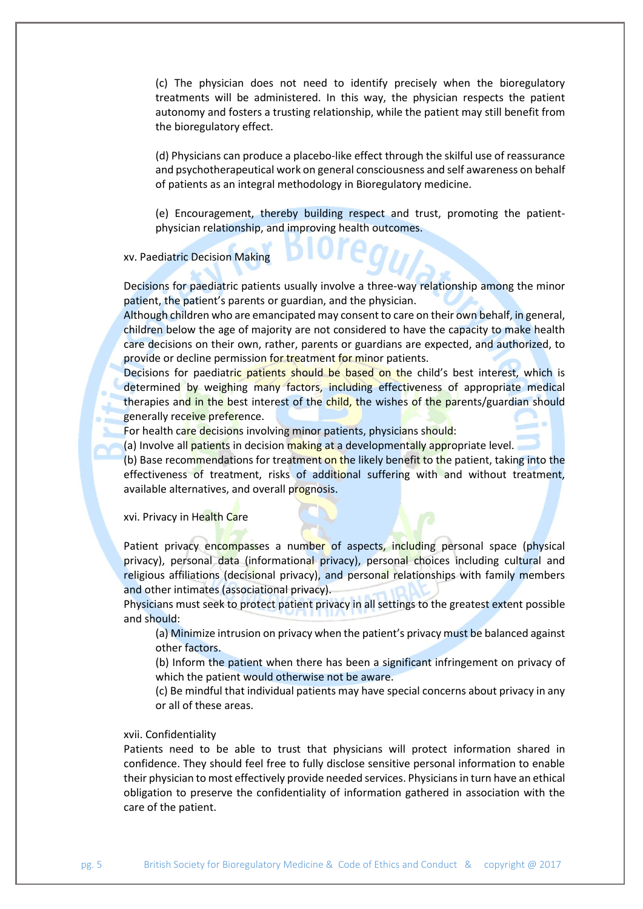(c) The physician does not need to identify precisely when the bioregulatory treatments will be administered. In this way, the physician respects the patient autonomy and fosters a trusting relationship, while the patient may still benefit from the bioregulatory effect.

(d) Physicians can produce a placebo-like effect through the skilful use of reassurance and psychotherapeutical work on general consciousness and self awareness on behalf of patients as an integral methodology in Bioregulatory medicine.

(e) Encouragement, thereby building respect and trust, promoting the patient-physician relationship, and improving health outcomes.

xv. Paediatric Decision Making

Decisions for paediatric patients usually involve a three-way relationship among the minor patient, the patient's parents or guardian, and the physician.
Although children who are emancipated may consent to care on their own behalf, in general, children below the age of majority are not considered to have the capacity to make health care decisions on their own, rather, parents or guardians are expected, and authorized, to provide or decline permission for treatment for minor patients.
Decisions for paediatric patients should be based on the child's best interest, which is determined by weighing many factors, including effectiveness of appropriate medical therapies and in the best interest of the child, the wishes of the parents/guardian should generally receive preference.
For health care decisions involving minor patients, physicians should:
(a) Involve all patients in decision making at a developmentally appropriate level.
(b) Base recommendations for treatment on the likely benefit to the patient, taking into the effectiveness of treatment, risks of additional suffering with and without treatment, available alternatives, and overall prognosis.

xvi. Privacy in Health Care

Patient privacy encompasses a number of aspects, including personal space (physical privacy), personal data (informational privacy), personal choices including cultural and religious affiliations (decisional privacy), and personal relationships with family members and other intimates (associational privacy).
Physicians must seek to protect patient privacy in all settings to the greatest extent possible and should:

(a) Minimize intrusion on privacy when the patient's privacy must be balanced against other factors.
(b) Inform the patient when there has been a significant infringement on privacy of which the patient would otherwise not be aware.
(c) Be mindful that individual patients may have special concerns about privacy in any or all of these areas.

xvii. Confidentiality

Patients need to be able to trust that physicians will protect information shared in confidence. They should feel free to fully disclose sensitive personal information to enable their physician to most effectively provide needed services. Physicians in turn have an ethical obligation to preserve the confidentiality of information gathered in association with the care of the patient.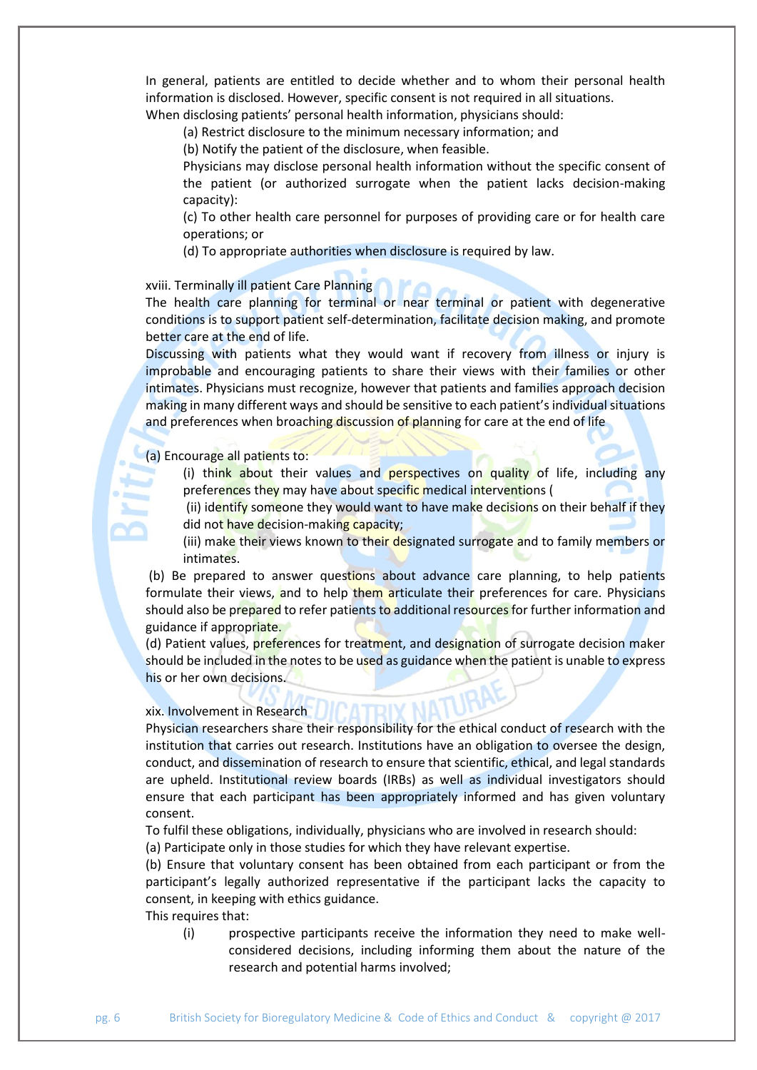In general, patients are entitled to decide whether and to whom their personal health information is disclosed. However, specific consent is not required in all situations.
When disclosing patients' personal health information, physicians should:

(a) Restrict disclosure to the minimum necessary information; and

(b) Notify the patient of the disclosure, when feasible.

Physicians may disclose personal health information without the specific consent of the patient (or authorized surrogate when the patient lacks decision-making capacity):

(c) To other health care personnel for purposes of providing care or for health care operations; or

(d) To appropriate authorities when disclosure is required by law.

xviii. Terminally ill patient Care Planning

The health care planning for terminal or near terminal or patient with degenerative conditions is to support patient self-determination, facilitate decision making, and promote better care at the end of life.

Discussing with patients what they would want if recovery from illness or injury is improbable and encouraging patients to share their views with their families or other intimates. Physicians must recognize, however that patients and families approach decision making in many different ways and should be sensitive to each patient's individual situations and preferences when broaching discussion of planning for care at the end of life

(a) Encourage all patients to:

(i) think about their values and perspectives on quality of life, including any preferences they may have about specific medical interventions (

(ii) identify someone they would want to have make decisions on their behalf if they did not have decision-making capacity;

(iii) make their views known to their designated surrogate and to family members or intimates.

(b) Be prepared to answer questions about advance care planning, to help patients formulate their views, and to help them articulate their preferences for care. Physicians should also be prepared to refer patients to additional resources for further information and guidance if appropriate.

(d) Patient values, preferences for treatment, and designation of surrogate decision maker should be included in the notes to be used as guidance when the patient is unable to express his or her own decisions.

xix. Involvement in Research

Physician researchers share their responsibility for the ethical conduct of research with the institution that carries out research. Institutions have an obligation to oversee the design, conduct, and dissemination of research to ensure that scientific, ethical, and legal standards are upheld. Institutional review boards (IRBs) as well as individual investigators should ensure that each participant has been appropriately informed and has given voluntary consent.

To fulfil these obligations, individually, physicians who are involved in research should:

(a) Participate only in those studies for which they have relevant expertise.

(b) Ensure that voluntary consent has been obtained from each participant or from the participant's legally authorized representative if the participant lacks the capacity to consent, in keeping with ethics guidance.

This requires that:

(i) prospective participants receive the information they need to make well-considered decisions, including informing them about the nature of the research and potential harms involved;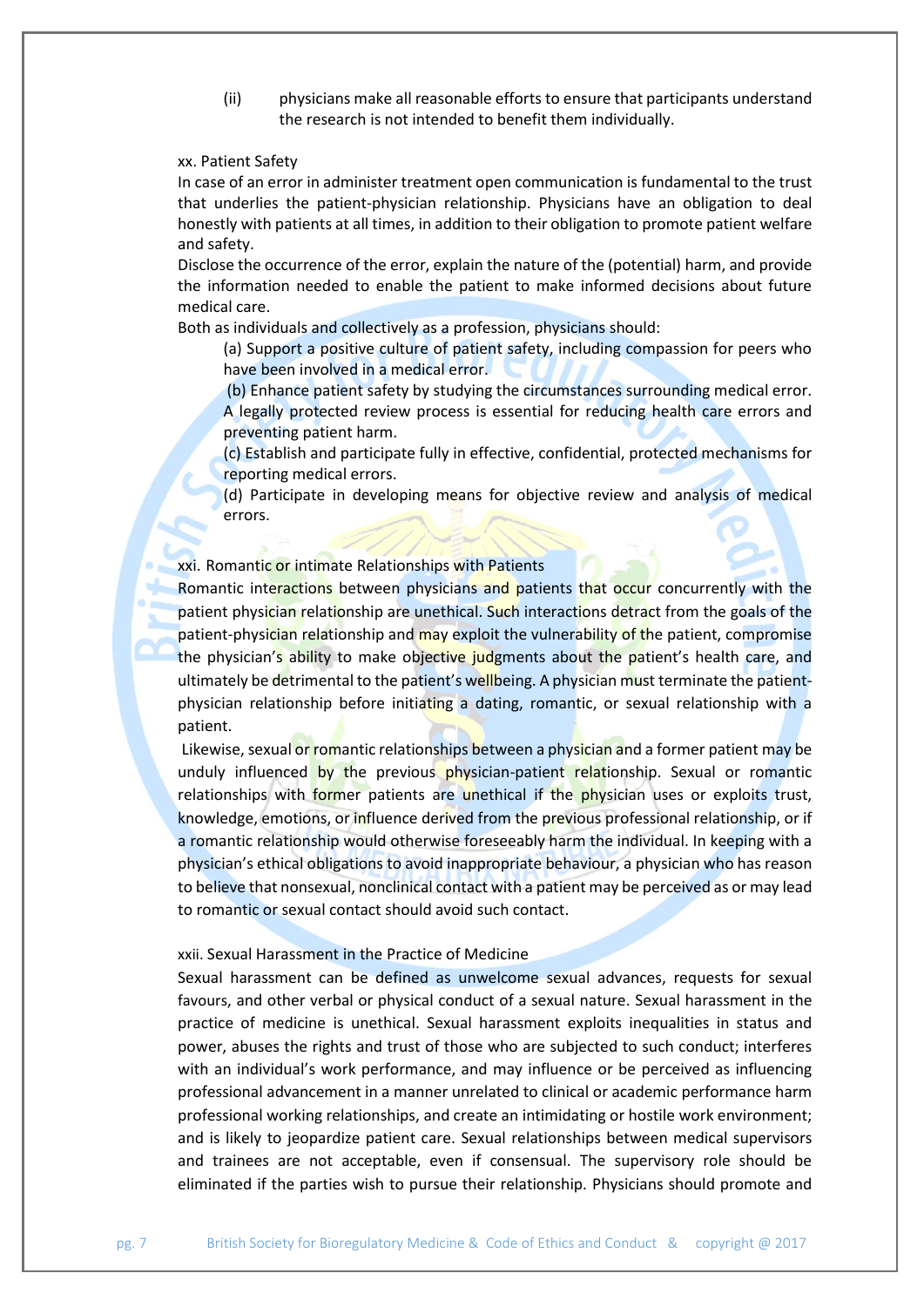(ii) physicians make all reasonable efforts to ensure that participants understand the research is not intended to benefit them individually.

xx. Patient Safety

In case of an error in administer treatment open communication is fundamental to the trust that underlies the patient-physician relationship. Physicians have an obligation to deal honestly with patients at all times, in addition to their obligation to promote patient welfare and safety.

Disclose the occurrence of the error, explain the nature of the (potential) harm, and provide the information needed to enable the patient to make informed decisions about future medical care.

Both as individuals and collectively as a profession, physicians should:

(a) Support a positive culture of patient safety, including compassion for peers who have been involved in a medical error.

(b) Enhance patient safety by studying the circumstances surrounding medical error. A legally protected review process is essential for reducing health care errors and preventing patient harm.

(c) Establish and participate fully in effective, confidential, protected mechanisms for reporting medical errors.

(d) Participate in developing means for objective review and analysis of medical errors.

xxi. Romantic or intimate Relationships with Patients

Romantic interactions between physicians and patients that occur concurrently with the patient physician relationship are unethical. Such interactions detract from the goals of the patient-physician relationship and may exploit the vulnerability of the patient, compromise the physician's ability to make objective judgments about the patient's health care, and ultimately be detrimental to the patient's wellbeing. A physician must terminate the patient-physician relationship before initiating a dating, romantic, or sexual relationship with a patient.

Likewise, sexual or romantic relationships between a physician and a former patient may be unduly influenced by the previous physician-patient relationship. Sexual or romantic relationships with former patients are unethical if the physician uses or exploits trust, knowledge, emotions, or influence derived from the previous professional relationship, or if a romantic relationship would otherwise foreseeably harm the individual. In keeping with a physician's ethical obligations to avoid inappropriate behaviour, a physician who has reason to believe that nonsexual, nonclinical contact with a patient may be perceived as or may lead to romantic or sexual contact should avoid such contact.

xxii. Sexual Harassment in the Practice of Medicine

Sexual harassment can be defined as unwelcome sexual advances, requests for sexual favours, and other verbal or physical conduct of a sexual nature. Sexual harassment in the practice of medicine is unethical. Sexual harassment exploits inequalities in status and power, abuses the rights and trust of those who are subjected to such conduct; interferes with an individual's work performance, and may influence or be perceived as influencing professional advancement in a manner unrelated to clinical or academic performance harm professional working relationships, and create an intimidating or hostile work environment; and is likely to jeopardize patient care. Sexual relationships between medical supervisors and trainees are not acceptable, even if consensual. The supervisory role should be eliminated if the parties wish to pursue their relationship. Physicians should promote and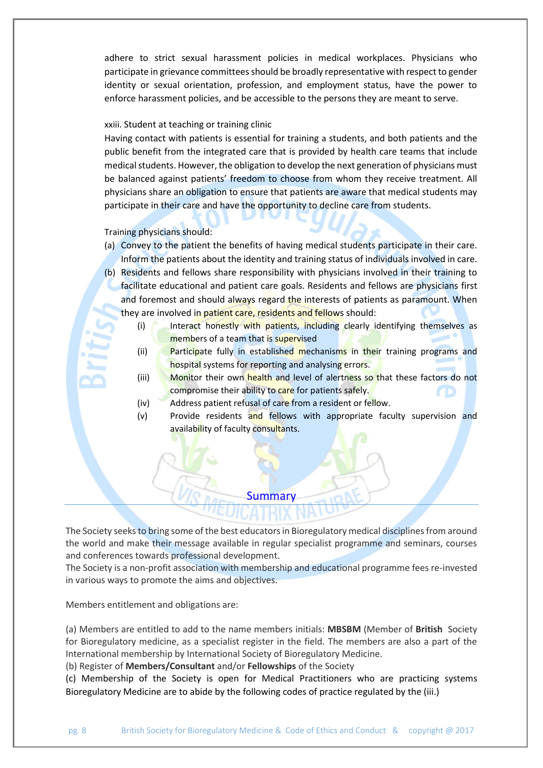adhere to strict sexual harassment policies in medical workplaces. Physicians who participate in grievance committees should be broadly representative with respect to gender identity or sexual orientation, profession, and employment status, have the power to enforce harassment policies, and be accessible to the persons they are meant to serve.

xxiii. Student at teaching or training clinic

Having contact with patients is essential for training a students, and both patients and the public benefit from the integrated care that is provided by health care teams that include medical students. However, the obligation to develop the next generation of physicians must be balanced against patients' freedom to choose from whom they receive treatment. All physicians share an obligation to ensure that patients are aware that medical students may participate in their care and have the opportunity to decline care from students.

Training physicians should:

(a) Convey to the patient the benefits of having medical students participate in their care. Inform the patients about the identity and training status of individuals involved in care.

(b) Residents and fellows share responsibility with physicians involved in their training to facilitate educational and patient care goals. Residents and fellows are physicians first and foremost and should always regard the interests of patients as paramount. When they are involved in patient care, residents and fellows should:

   (i) Interact honestly with patients, including clearly identifying themselves as members of a team that is supervised
   
   (ii) Participate fully in established mechanisms in their training programs and hospital systems for reporting and analysing errors.
   
   (iii) Monitor their own health and level of alertness so that these factors do not compromise their ability to care for patients safely.
   
   (iv) Address patient refusal of care from a resident or fellow.
   
   (v) Provide residents and fellows with appropriate faculty supervision and availability of faculty consultants.

## Summary

The Society seeks to bring some of the best educators in Bioregulatory medical disciplines from around the world and make their message available in regular specialist programme and seminars, courses and conferences towards professional development.

The Society is a non-profit association with membership and educational programme fees re-invested in various ways to promote the aims and objectives.

Members entitlement and obligations are:

(a) Members are entitled to add to the name members initials: **MBSBM** (Member of **British** Society for Bioregulatory medicine, as a specialist register in the field. The members are also a part of the International membership by International Society of Bioregulatory Medicine.

(b) Register of **Members/Consultant** and/or **Fellowships** of the Society

(c) Membership of the Society is open for Medical Practitioners who are practicing systems Bioregulatory Medicine are to abide by the following codes of practice regulated by the (iii.)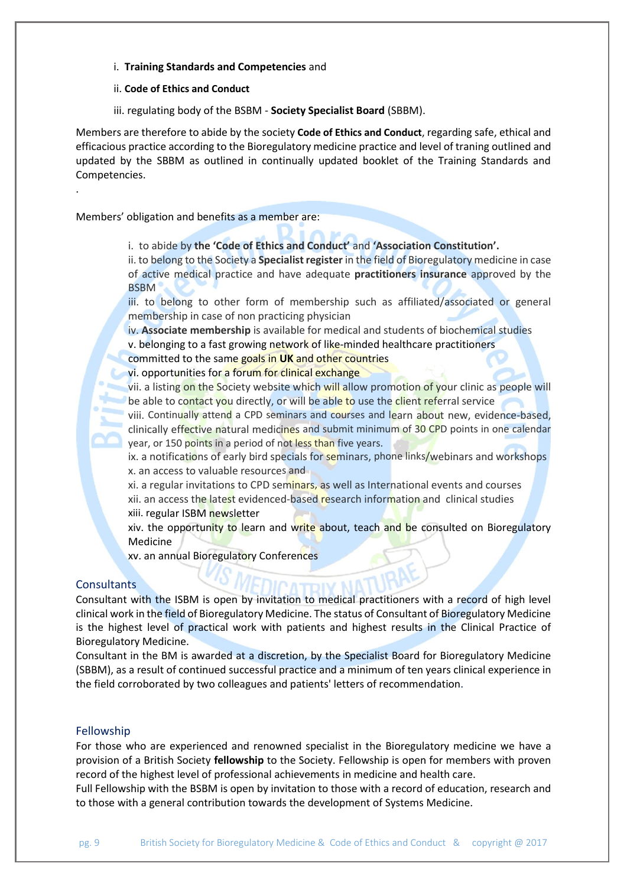i. **Training Standards and Competencies** and

ii. **Code of Ethics and Conduct**

iii. regulating body of the BSBM - **Society Specialist Board** (SBBM).

Members are therefore to abide by the society **Code of Ethics and Conduct**, regarding safe, ethical and efficacious practice according to the Bioregulatory medicine practice and level of traning outlined and updated by the SBBM as outlined in continually updated booklet of the Training Standards and Competencies.

.

Members' obligation and benefits as a member are:

i. to abide by **the 'Code of Ethics and Conduct'** and **'Association Constitution'.**
ii. to belong to the Society a **Specialist register** in the field of Bioregulatory medicine in case of active medical practice and have adequate **practitioners insurance** approved by the BSBM
iii. to belong to other form of membership such as affiliated/associated or general membership in case of non practicing physician
iv. **Associate membership** is available for medical and students of biochemical studies
v. belonging to a fast growing network of like-minded healthcare practitioners committed to the same goals in **UK** and other countries
vi. opportunities for a forum for clinical exchange
vii. a listing on the Society website which will allow promotion of your clinic as people will be able to contact you directly, or will be able to use the client referral service
viii. Continually attend a CPD seminars and courses and learn about new, evidence-based, clinically effective natural medicines and submit minimum of 30 CPD points in one calendar year, or 150 points in a period of not less than five years.
ix. a notifications of early bird specials for seminars, phone links/webinars and workshops
x. an access to valuable resources and
xi. a regular invitations to CPD seminars, as well as International events and courses
xii. an access the latest evidenced-based research information and clinical studies
xiii. regular ISBM newsletter
xiv. the opportunity to learn and write about, teach and be consulted on Bioregulatory Medicine
xv. an annual Bioregulatory Conferences

## Consultants

Consultant with the ISBM is open by invitation to medical practitioners with a record of high level clinical work in the field of Bioregulatory Medicine. The status of Consultant of Bioregulatory Medicine is the highest level of practical work with patients and highest results in the Clinical Practice of Bioregulatory Medicine.
Consultant in the BM is awarded at a discretion, by the Specialist Board for Bioregulatory Medicine (SBBM), as a result of continued successful practice and a minimum of ten years clinical experience in the field corroborated by two colleagues and patients' letters of recommendation.

## Fellowship

For those who are experienced and renowned specialist in the Bioregulatory medicine we have a provision of a British Society **fellowship** to the Society. Fellowship is open for members with proven record of the highest level of professional achievements in medicine and health care.
Full Fellowship with the BSBM is open by invitation to those with a record of education, research and to those with a general contribution towards the development of Systems Medicine.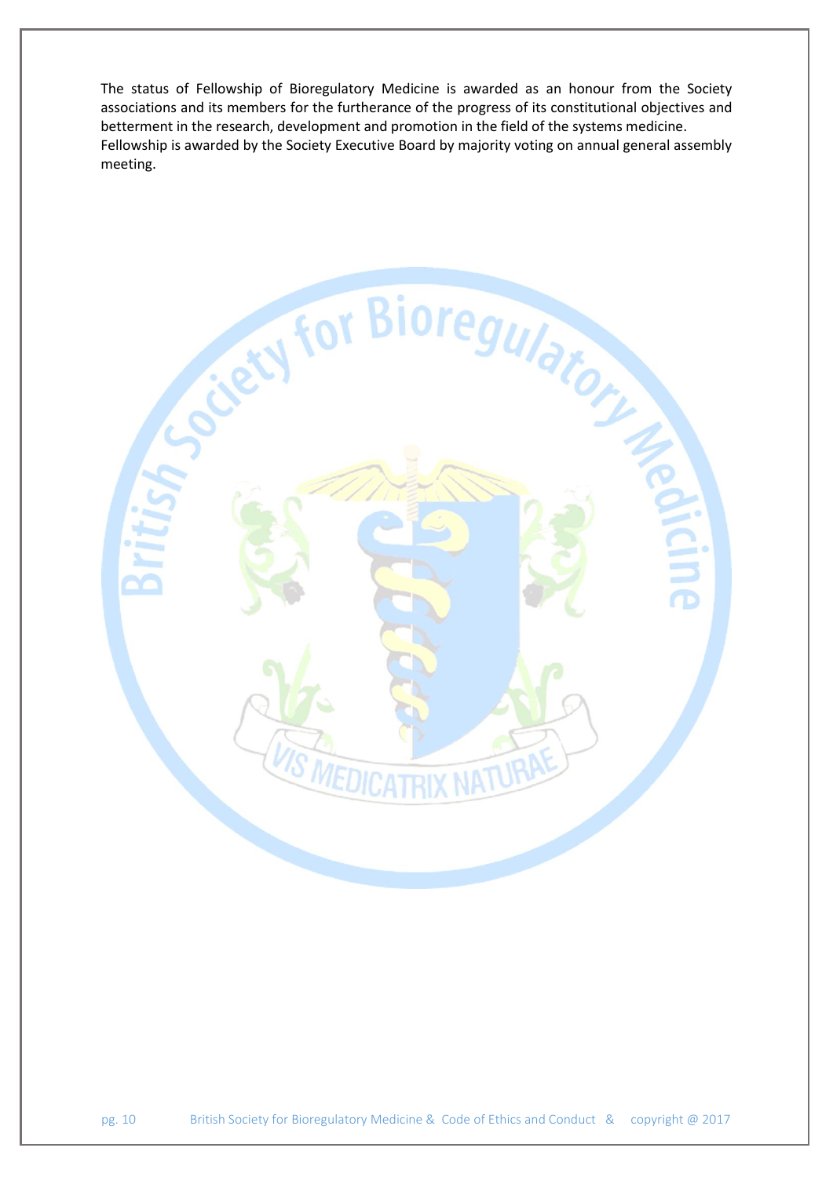The status of Fellowship of Bioregulatory Medicine is awarded as an honour from the Society associations and its members for the furtherance of the progress of its constitutional objectives and betterment in the research, development and promotion in the field of the systems medicine.
Fellowship is awarded by the Society Executive Board by majority voting on annual general assembly meeting.